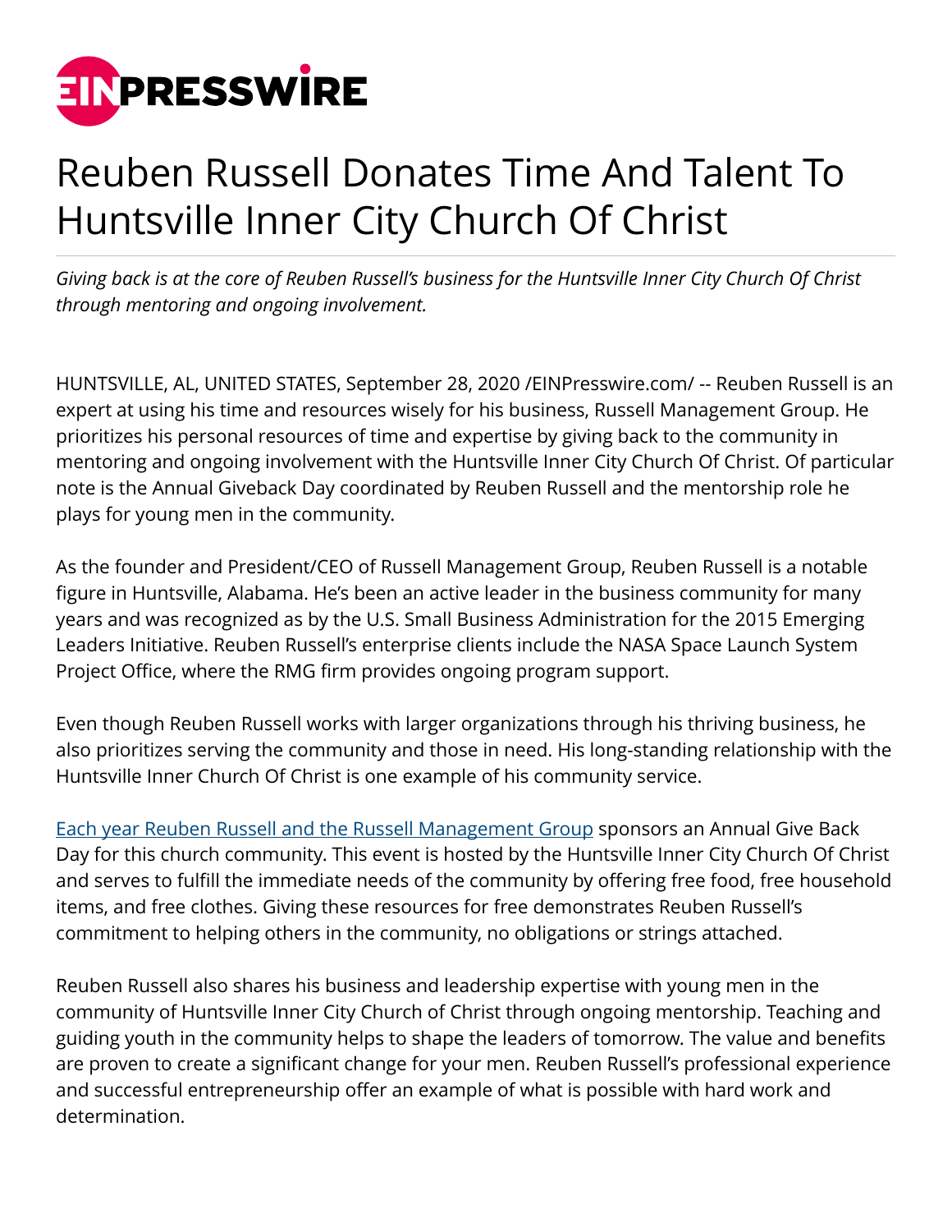# Reuben Russell Donates Time And Talent To Huntsville Inner City Church Of Christ

*Giving back is at the core of Reuben Russell's business for the Huntsville Inner City Church Of Christ through mentoring and ongoing involvement.*

HUNTSVILLE, AL, UNITED STATES, September 28, 2020 /EINPresswire.com/ -- Reuben Russell is an expert at using his time and resources wisely for his business, Russell Management Group. He prioritizes his personal resources of time and expertise by giving back to the community in mentoring and ongoing involvement with the Huntsville Inner City Church Of Christ. Of particular note is the Annual Giveback Day coordinated by Reuben Russell and the mentorship role he plays for young men in the community.

As the founder and President/CEO of Russell Management Group, Reuben Russell is a notable figure in Huntsville, Alabama. He's been an active leader in the business community for many years and was recognized as by the U.S. Small Business Administration for the 2015 Emerging Leaders Initiative. Reuben Russell's enterprise clients include the NASA Space Launch System Project Office, where the RMG firm provides ongoing program support.

Even though Reuben Russell works with larger organizations through his thriving business, he also prioritizes serving the community and those in need. His long-standing relationship with the Huntsville Inner Church Of Christ is one example of his community service.

Each year Reuben Russell and the Russell Management Group sponsors an Annual Give Back Day for this church community. This event is hosted by the Huntsville Inner City Church Of Christ and serves to fulfill the immediate needs of the community by offering free food, free household items, and free clothes. Giving these resources for free demonstrates Reuben Russell's commitment to helping others in the community, no obligations or strings attached.

Reuben Russell also shares his business and leadership expertise with young men in the community of Huntsville Inner City Church of Christ through ongoing mentorship. Teaching and guiding youth in the community helps to shape the leaders of tomorrow. The value and benefits are proven to create a significant change for your men. Reuben Russell's professional experience and successful entrepreneurship offer an example of what is possible with hard work and determination.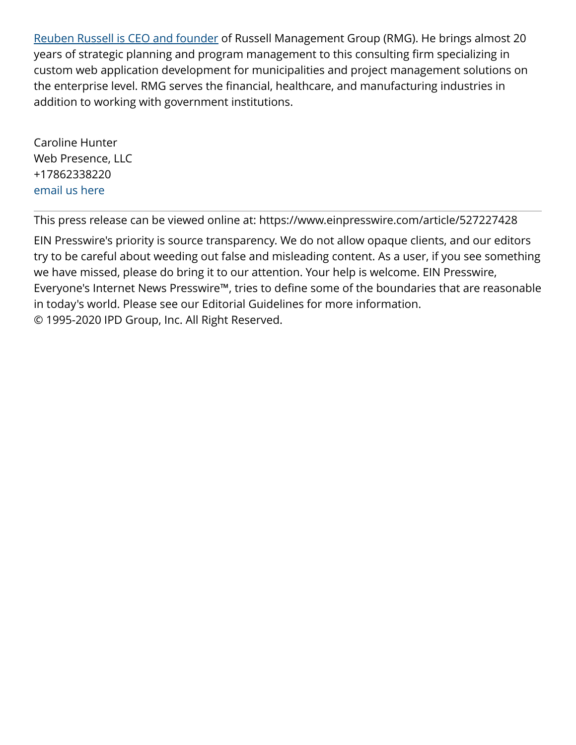Reuben Russell is CEO and founder of Russell Management Group (RMG). He brings almost 20 years of strategic planning and program management to this consulting firm specializing in custom web application development for municipalities and project management solutions on the enterprise level. RMG serves the financial, healthcare, and manufacturing industries in addition to working with government institutions.

Caroline Hunter
Web Presence, LLC
+17862338220
email us here

---

This press release can be viewed online at: https://www.einpresswire.com/article/527227428

EIN Presswire's priority is source transparency. We do not allow opaque clients, and our editors try to be careful about weeding out false and misleading content. As a user, if you see something we have missed, please do bring it to our attention. Your help is welcome. EIN Presswire, Everyone's Internet News Presswire™, tries to define some of the boundaries that are reasonable in today's world. Please see our Editorial Guidelines for more information.
© 1995-2020 IPD Group, Inc. All Right Reserved.